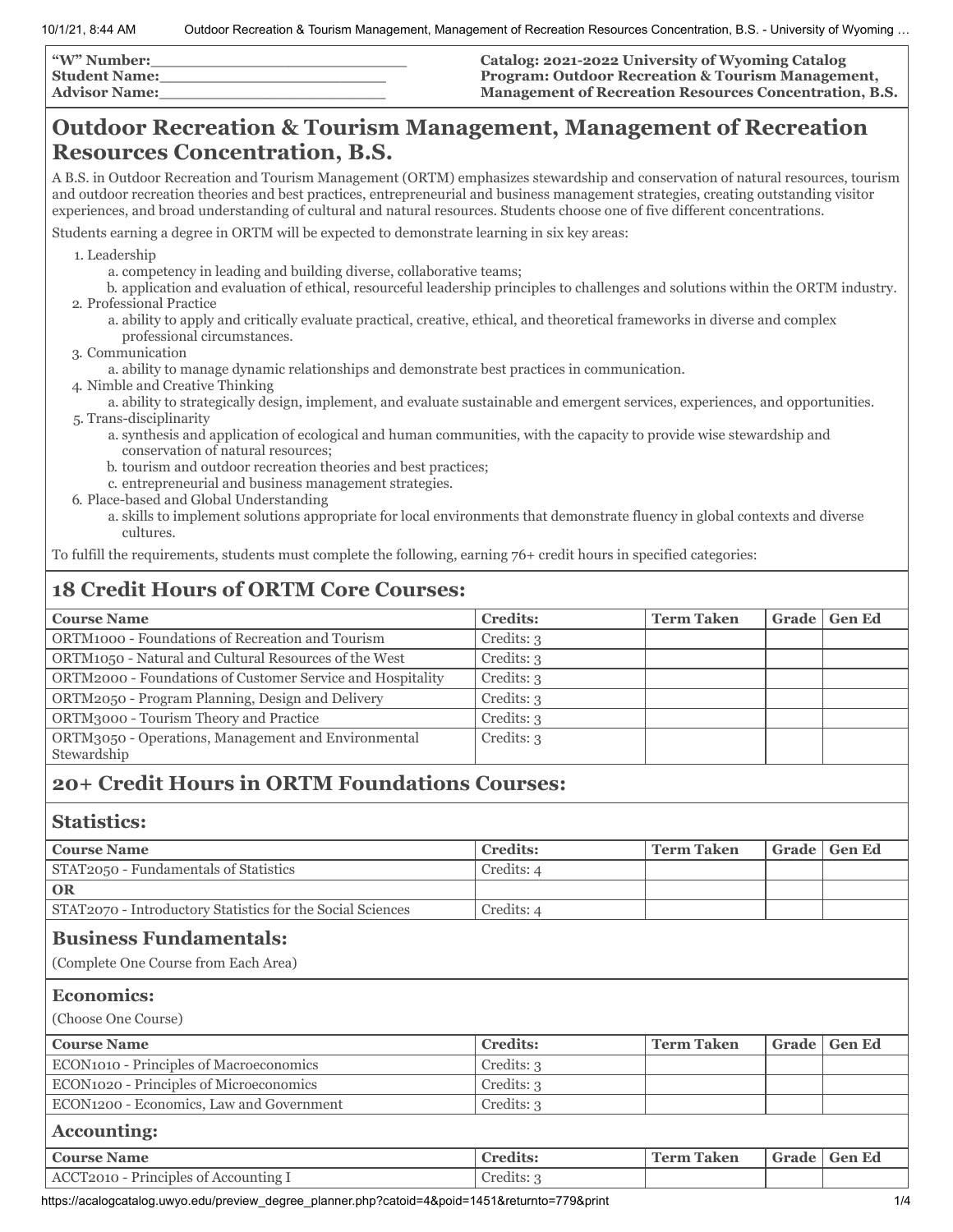**"W" Number:**\_\_\_\_\_\_\_\_\_\_\_\_\_\_\_\_\_\_\_\_\_\_\_\_\_\_
**Student Name:**\_\_\_\_\_\_\_\_\_\_\_\_\_\_\_\_\_\_\_\_\_\_\_\_\_\_
**Advisor Name:**\_\_\_\_\_\_\_\_\_\_\_\_\_\_\_\_\_\_\_\_\_\_\_\_\_\_

**Catalog: 2021-2022 University of Wyoming Catalog**
**Program: Outdoor Recreation & Tourism Management, Management of Recreation Resources Concentration, B.S.**

# Outdoor Recreation & Tourism Management, Management of Recreation Resources Concentration, B.S.

A B.S. in Outdoor Recreation and Tourism Management (ORTM) emphasizes stewardship and conservation of natural resources, tourism and outdoor recreation theories and best practices, entrepreneurial and business management strategies, creating outstanding visitor experiences, and broad understanding of cultural and natural resources. Students choose one of five different concentrations.

Students earning a degree in ORTM will be expected to demonstrate learning in six key areas:

1. Leadership
   a. competency in leading and building diverse, collaborative teams;
   b. application and evaluation of ethical, resourceful leadership principles to challenges and solutions within the ORTM industry.
2. Professional Practice
   a. ability to apply and critically evaluate practical, creative, ethical, and theoretical frameworks in diverse and complex professional circumstances.
3. Communication
   a. ability to manage dynamic relationships and demonstrate best practices in communication.
4. Nimble and Creative Thinking
   a. ability to strategically design, implement, and evaluate sustainable and emergent services, experiences, and opportunities.
5. Trans-disciplinarity
   a. synthesis and application of ecological and human communities, with the capacity to provide wise stewardship and conservation of natural resources;
   b. tourism and outdoor recreation theories and best practices;
   c. entrepreneurial and business management strategies.
6. Place-based and Global Understanding
   a. skills to implement solutions appropriate for local environments that demonstrate fluency in global contexts and diverse cultures.

To fulfill the requirements, students must complete the following, earning 76+ credit hours in specified categories:

## 18 Credit Hours of ORTM Core Courses:

| Course Name | Credits: | Term Taken | Grade | Gen Ed |
|---|---|---|---|---|
| ORTM1000 - Foundations of Recreation and Tourism | Credits: 3 | | | |
| ORTM1050 - Natural and Cultural Resources of the West | Credits: 3 | | | |
| ORTM2000 - Foundations of Customer Service and Hospitality | Credits: 3 | | | |
| ORTM2050 - Program Planning, Design and Delivery | Credits: 3 | | | |
| ORTM3000 - Tourism Theory and Practice | Credits: 3 | | | |
| ORTM3050 - Operations, Management and Environmental Stewardship | Credits: 3 | | | |

## 20+ Credit Hours in ORTM Foundations Courses:

### Statistics:

| Course Name | Credits: | Term Taken | Grade | Gen Ed |
|---|---|---|---|---|
| STAT2050 - Fundamentals of Statistics | Credits: 4 | | | |
| **OR** | | | | |
| STAT2070 - Introductory Statistics for the Social Sciences | Credits: 4 | | | |

### Business Fundamentals:

(Complete One Course from Each Area)

### Economics:

(Choose One Course)

| Course Name | Credits: | Term Taken | Grade | Gen Ed |
|---|---|---|---|---|
| ECON1010 - Principles of Macroeconomics | Credits: 3 | | | |
| ECON1020 - Principles of Microeconomics | Credits: 3 | | | |
| ECON1200 - Economics, Law and Government | Credits: 3 | | | |

### Accounting:

| Course Name | Credits: | Term Taken | Grade | Gen Ed |
|---|---|---|---|---|
| ACCT2010 - Principles of Accounting I | Credits: 3 | | | |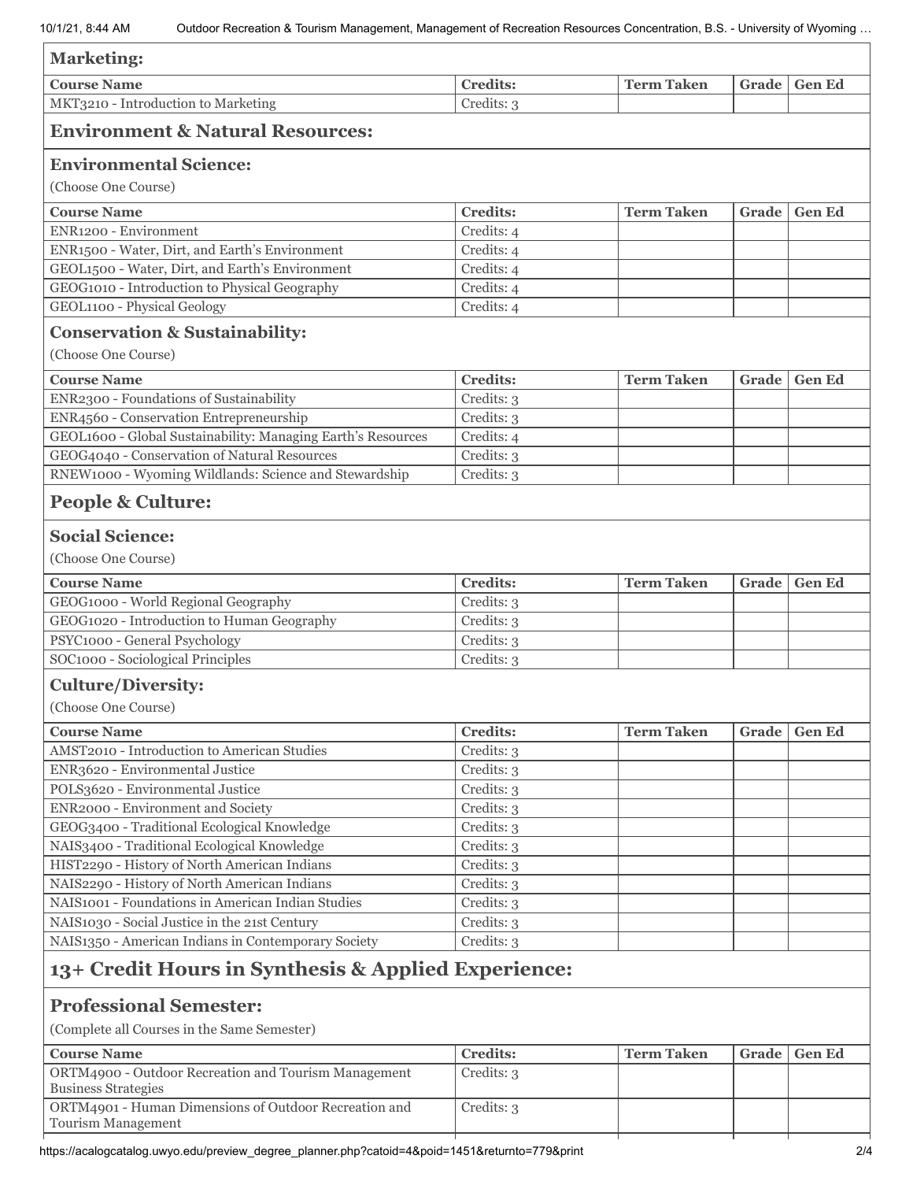### Marketing:

| Course Name | Credits: | Term Taken | Grade | Gen Ed |
|---|---|---|---|---|
| MKT3210 - Introduction to Marketing | Credits: 3 | | | |

## Environment & Natural Resources:

### Environmental Science:

(Choose One Course)

| Course Name | Credits: | Term Taken | Grade | Gen Ed |
|---|---|---|---|---|
| ENR1200 - Environment | Credits: 4 | | | |
| ENR1500 - Water, Dirt, and Earth's Environment | Credits: 4 | | | |
| GEOL1500 - Water, Dirt, and Earth's Environment | Credits: 4 | | | |
| GEOG1010 - Introduction to Physical Geography | Credits: 4 | | | |
| GEOL1100 - Physical Geology | Credits: 4 | | | |

### Conservation & Sustainability:

(Choose One Course)

| Course Name | Credits: | Term Taken | Grade | Gen Ed |
|---|---|---|---|---|
| ENR2300 - Foundations of Sustainability | Credits: 3 | | | |
| ENR4560 - Conservation Entrepreneurship | Credits: 3 | | | |
| GEOL1600 - Global Sustainability: Managing Earth's Resources | Credits: 4 | | | |
| GEOG4040 - Conservation of Natural Resources | Credits: 3 | | | |
| RNEW1000 - Wyoming Wildlands: Science and Stewardship | Credits: 3 | | | |

## People & Culture:

### Social Science:

(Choose One Course)

| Course Name | Credits: | Term Taken | Grade | Gen Ed |
|---|---|---|---|---|
| GEOG1000 - World Regional Geography | Credits: 3 | | | |
| GEOG1020 - Introduction to Human Geography | Credits: 3 | | | |
| PSYC1000 - General Psychology | Credits: 3 | | | |
| SOC1000 - Sociological Principles | Credits: 3 | | | |

### Culture/Diversity:

(Choose One Course)

| Course Name | Credits: | Term Taken | Grade | Gen Ed |
|---|---|---|---|---|
| AMST2010 - Introduction to American Studies | Credits: 3 | | | |
| ENR3620 - Environmental Justice | Credits: 3 | | | |
| POLS3620 - Environmental Justice | Credits: 3 | | | |
| ENR2000 - Environment and Society | Credits: 3 | | | |
| GEOG3400 - Traditional Ecological Knowledge | Credits: 3 | | | |
| NAIS3400 - Traditional Ecological Knowledge | Credits: 3 | | | |
| HIST2290 - History of North American Indians | Credits: 3 | | | |
| NAIS2290 - History of North American Indians | Credits: 3 | | | |
| NAIS1001 - Foundations in American Indian Studies | Credits: 3 | | | |
| NAIS1030 - Social Justice in the 21st Century | Credits: 3 | | | |
| NAIS1350 - American Indians in Contemporary Society | Credits: 3 | | | |

## 13+ Credit Hours in Synthesis & Applied Experience:

### Professional Semester:

(Complete all Courses in the Same Semester)

| Course Name | Credits: | Term Taken | Grade | Gen Ed |
|---|---|---|---|---|
| ORTM4900 - Outdoor Recreation and Tourism Management Business Strategies | Credits: 3 | | | |
| ORTM4901 - Human Dimensions of Outdoor Recreation and Tourism Management | Credits: 3 | | | |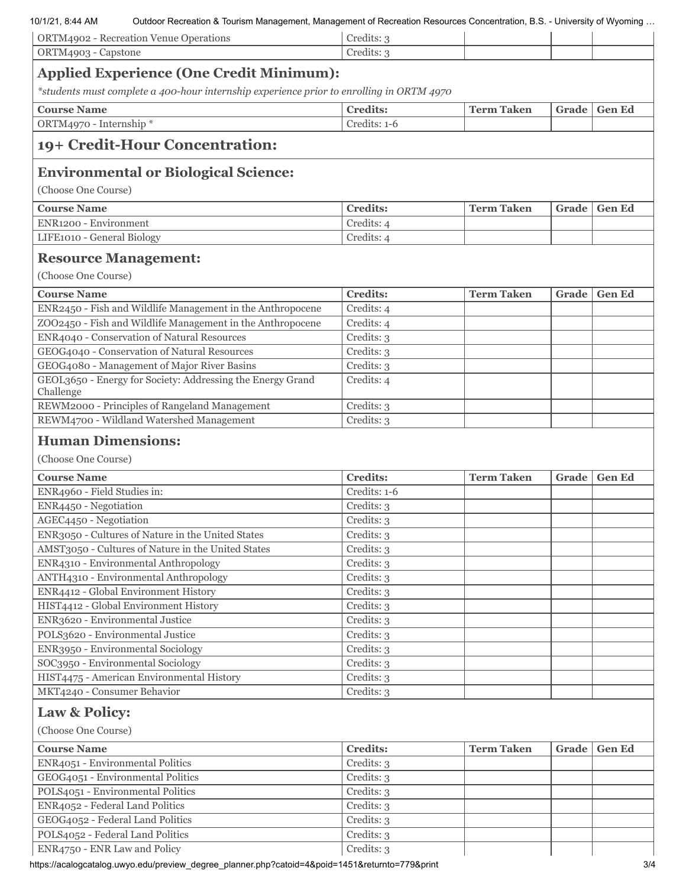| Course Name | Credits: | Term Taken | Grade | Gen Ed |
|---|---|---|---|---|
| ORTM4902 - Recreation Venue Operations | Credits: 3 | | | |
| ORTM4903 - Capstone | Credits: 3 | | | |

## Applied Experience (One Credit Minimum):

*students must complete a 400-hour internship experience prior to enrolling in ORTM 4970*

| Course Name | Credits: | Term Taken | Grade | Gen Ed |
|---|---|---|---|---|
| ORTM4970 - Internship * | Credits: 1-6 | | | |

## 19+ Credit-Hour Concentration:

### Environmental or Biological Science:

(Choose One Course)

| Course Name | Credits: | Term Taken | Grade | Gen Ed |
|---|---|---|---|---|
| ENR1200 - Environment | Credits: 4 | | | |
| LIFE1010 - General Biology | Credits: 4 | | | |

### Resource Management:

(Choose One Course)

| Course Name | Credits: | Term Taken | Grade | Gen Ed |
|---|---|---|---|---|
| ENR2450 - Fish and Wildlife Management in the Anthropocene | Credits: 4 | | | |
| ZOO2450 - Fish and Wildlife Management in the Anthropocene | Credits: 4 | | | |
| ENR4040 - Conservation of Natural Resources | Credits: 3 | | | |
| GEOG4040 - Conservation of Natural Resources | Credits: 3 | | | |
| GEOG4080 - Management of Major River Basins | Credits: 3 | | | |
| GEOL3650 - Energy for Society: Addressing the Energy Grand Challenge | Credits: 4 | | | |
| REWM2000 - Principles of Rangeland Management | Credits: 3 | | | |
| REWM4700 - Wildland Watershed Management | Credits: 3 | | | |

### Human Dimensions:

(Choose One Course)

| Course Name | Credits: | Term Taken | Grade | Gen Ed |
|---|---|---|---|---|
| ENR4960 - Field Studies in: | Credits: 1-6 | | | |
| ENR4450 - Negotiation | Credits: 3 | | | |
| AGEC4450 - Negotiation | Credits: 3 | | | |
| ENR3050 - Cultures of Nature in the United States | Credits: 3 | | | |
| AMST3050 - Cultures of Nature in the United States | Credits: 3 | | | |
| ENR4310 - Environmental Anthropology | Credits: 3 | | | |
| ANTH4310 - Environmental Anthropology | Credits: 3 | | | |
| ENR4412 - Global Environment History | Credits: 3 | | | |
| HIST4412 - Global Environment History | Credits: 3 | | | |
| ENR3620 - Environmental Justice | Credits: 3 | | | |
| POLS3620 - Environmental Justice | Credits: 3 | | | |
| ENR3950 - Environmental Sociology | Credits: 3 | | | |
| SOC3950 - Environmental Sociology | Credits: 3 | | | |
| HIST4475 - American Environmental History | Credits: 3 | | | |
| MKT4240 - Consumer Behavior | Credits: 3 | | | |

### Law & Policy:

(Choose One Course)

| Course Name | Credits: | Term Taken | Grade | Gen Ed |
|---|---|---|---|---|
| ENR4051 - Environmental Politics | Credits: 3 | | | |
| GEOG4051 - Environmental Politics | Credits: 3 | | | |
| POLS4051 - Environmental Politics | Credits: 3 | | | |
| ENR4052 - Federal Land Politics | Credits: 3 | | | |
| GEOG4052 - Federal Land Politics | Credits: 3 | | | |
| POLS4052 - Federal Land Politics | Credits: 3 | | | |
| ENR4750 - ENR Law and Policy | Credits: 3 | | | |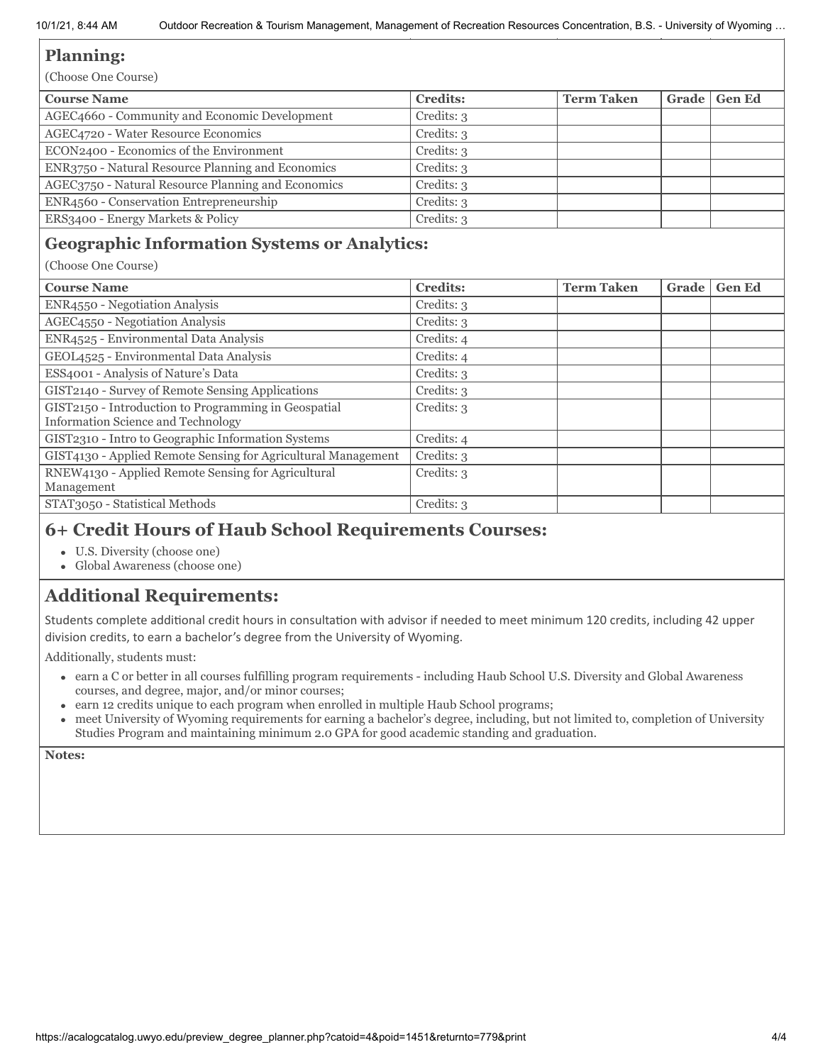## Planning:

(Choose One Course)

| Course Name | Credits: | Term Taken | Grade | Gen Ed |
|---|---|---|---|---|
| AGEC4660 - Community and Economic Development | Credits: 3 | | | |
| AGEC4720 - Water Resource Economics | Credits: 3 | | | |
| ECON2400 - Economics of the Environment | Credits: 3 | | | |
| ENR3750 - Natural Resource Planning and Economics | Credits: 3 | | | |
| AGEC3750 - Natural Resource Planning and Economics | Credits: 3 | | | |
| ENR4560 - Conservation Entrepreneurship | Credits: 3 | | | |
| ERS3400 - Energy Markets & Policy | Credits: 3 | | | |

## Geographic Information Systems or Analytics:

(Choose One Course)

| Course Name | Credits: | Term Taken | Grade | Gen Ed |
|---|---|---|---|---|
| ENR4550 - Negotiation Analysis | Credits: 3 | | | |
| AGEC4550 - Negotiation Analysis | Credits: 3 | | | |
| ENR4525 - Environmental Data Analysis | Credits: 4 | | | |
| GEOL4525 - Environmental Data Analysis | Credits: 4 | | | |
| ESS4001 - Analysis of Nature's Data | Credits: 3 | | | |
| GIST2140 - Survey of Remote Sensing Applications | Credits: 3 | | | |
| GIST2150 - Introduction to Programming in Geospatial Information Science and Technology | Credits: 3 | | | |
| GIST2310 - Intro to Geographic Information Systems | Credits: 4 | | | |
| GIST4130 - Applied Remote Sensing for Agricultural Management | Credits: 3 | | | |
| RNEW4130 - Applied Remote Sensing for Agricultural Management | Credits: 3 | | | |
| STAT3050 - Statistical Methods | Credits: 3 | | | |

## 6+ Credit Hours of Haub School Requirements Courses:

- U.S. Diversity (choose one)
- Global Awareness (choose one)

## Additional Requirements:

Students complete additional credit hours in consultation with advisor if needed to meet minimum 120 credits, including 42 upper division credits, to earn a bachelor's degree from the University of Wyoming.

Additionally, students must:

- earn a C or better in all courses fulfilling program requirements - including Haub School U.S. Diversity and Global Awareness courses, and degree, major, and/or minor courses;
- earn 12 credits unique to each program when enrolled in multiple Haub School programs;
- meet University of Wyoming requirements for earning a bachelor's degree, including, but not limited to, completion of University Studies Program and maintaining minimum 2.0 GPA for good academic standing and graduation.

**Notes:**